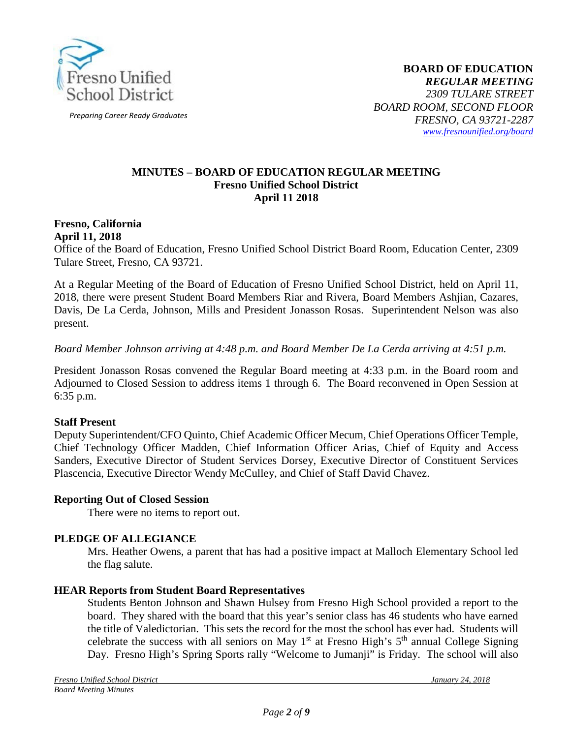Fresno Unified School District

*Preparing Career Ready Graduates*

**BOARD OF EDUCATION**
***REGULAR MEETING***
*2309 TULARE STREET*
*BOARD ROOM, SECOND FLOOR*
*FRESNO, CA 93721-2287*
*www.fresnounified.org/board*

## MINUTES – BOARD OF EDUCATION REGULAR MEETING
### Fresno Unified School District
### April 11 2018

**Fresno, California**
**April 11, 2018**
Office of the Board of Education, Fresno Unified School District Board Room, Education Center, 2309 Tulare Street, Fresno, CA 93721.

At a Regular Meeting of the Board of Education of Fresno Unified School District, held on April 11, 2018, there were present Student Board Members Riar and Rivera, Board Members Ashjian, Cazares, Davis, De La Cerda, Johnson, Mills and President Jonasson Rosas. Superintendent Nelson was also present.

*Board Member Johnson arriving at 4:48 p.m. and Board Member De La Cerda arriving at 4:51 p.m.*

President Jonasson Rosas convened the Regular Board meeting at 4:33 p.m. in the Board room and Adjourned to Closed Session to address items 1 through 6. The Board reconvened in Open Session at 6:35 p.m.

**Staff Present**
Deputy Superintendent/CFO Quinto, Chief Academic Officer Mecum, Chief Operations Officer Temple, Chief Technology Officer Madden, Chief Information Officer Arias, Chief of Equity and Access Sanders, Executive Director of Student Services Dorsey, Executive Director of Constituent Services Plascencia, Executive Director Wendy McCulley, and Chief of Staff David Chavez.

**Reporting Out of Closed Session**

There were no items to report out.

**PLEDGE OF ALLEGIANCE**

Mrs. Heather Owens, a parent that has had a positive impact at Malloch Elementary School led the flag salute.

**HEAR Reports from Student Board Representatives**

Students Benton Johnson and Shawn Hulsey from Fresno High School provided a report to the board. They shared with the board that this year's senior class has 46 students who have earned the title of Valedictorian. This sets the record for the most the school has ever had. Students will celebrate the success with all seniors on May 1st at Fresno High's 5th annual College Signing Day. Fresno High's Spring Sports rally "Welcome to Jumanji" is Friday. The school will also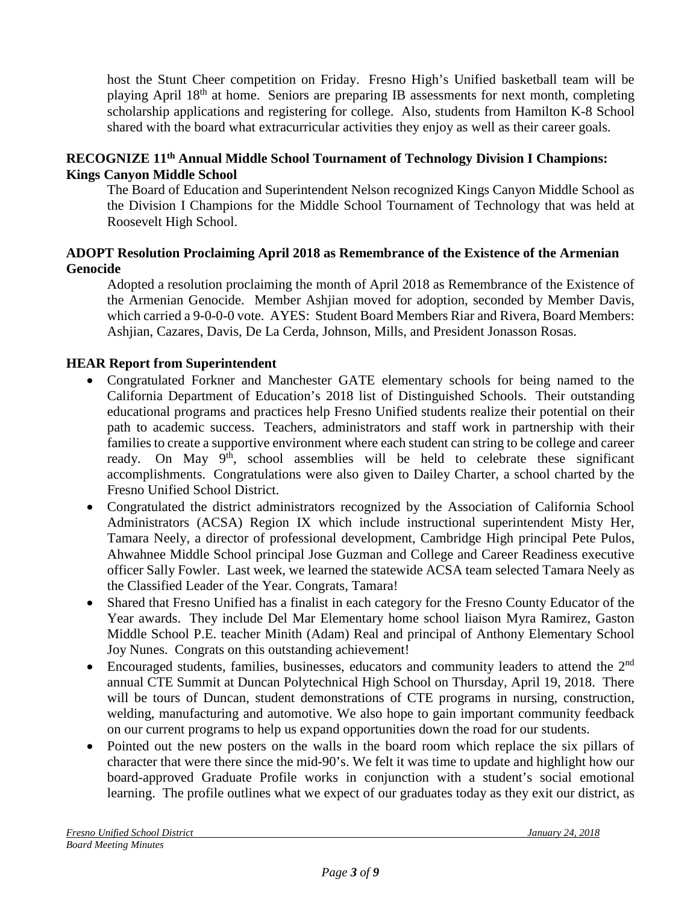host the Stunt Cheer competition on Friday. Fresno High's Unified basketball team will be playing April 18th at home. Seniors are preparing IB assessments for next month, completing scholarship applications and registering for college. Also, students from Hamilton K-8 School shared with the board what extracurricular activities they enjoy as well as their career goals.

**RECOGNIZE 11th Annual Middle School Tournament of Technology Division I Champions: Kings Canyon Middle School**

The Board of Education and Superintendent Nelson recognized Kings Canyon Middle School as the Division I Champions for the Middle School Tournament of Technology that was held at Roosevelt High School.

**ADOPT Resolution Proclaiming April 2018 as Remembrance of the Existence of the Armenian Genocide**

Adopted a resolution proclaiming the month of April 2018 as Remembrance of the Existence of the Armenian Genocide. Member Ashjian moved for adoption, seconded by Member Davis, which carried a 9-0-0-0 vote. AYES: Student Board Members Riar and Rivera, Board Members: Ashjian, Cazares, Davis, De La Cerda, Johnson, Mills, and President Jonasson Rosas.

**HEAR Report from Superintendent**

- Congratulated Forkner and Manchester GATE elementary schools for being named to the California Department of Education's 2018 list of Distinguished Schools. Their outstanding educational programs and practices help Fresno Unified students realize their potential on their path to academic success. Teachers, administrators and staff work in partnership with their families to create a supportive environment where each student can string to be college and career ready. On May 9th, school assemblies will be held to celebrate these significant accomplishments. Congratulations were also given to Dailey Charter, a school charted by the Fresno Unified School District.
- Congratulated the district administrators recognized by the Association of California School Administrators (ACSA) Region IX which include instructional superintendent Misty Her, Tamara Neely, a director of professional development, Cambridge High principal Pete Pulos, Ahwahnee Middle School principal Jose Guzman and College and Career Readiness executive officer Sally Fowler. Last week, we learned the statewide ACSA team selected Tamara Neely as the Classified Leader of the Year. Congrats, Tamara!
- Shared that Fresno Unified has a finalist in each category for the Fresno County Educator of the Year awards. They include Del Mar Elementary home school liaison Myra Ramirez, Gaston Middle School P.E. teacher Minith (Adam) Real and principal of Anthony Elementary School Joy Nunes. Congrats on this outstanding achievement!
- Encouraged students, families, businesses, educators and community leaders to attend the 2nd annual CTE Summit at Duncan Polytechnical High School on Thursday, April 19, 2018. There will be tours of Duncan, student demonstrations of CTE programs in nursing, construction, welding, manufacturing and automotive. We also hope to gain important community feedback on our current programs to help us expand opportunities down the road for our students.
- Pointed out the new posters on the walls in the board room which replace the six pillars of character that were there since the mid-90's. We felt it was time to update and highlight how our board-approved Graduate Profile works in conjunction with a student's social emotional learning. The profile outlines what we expect of our graduates today as they exit our district, as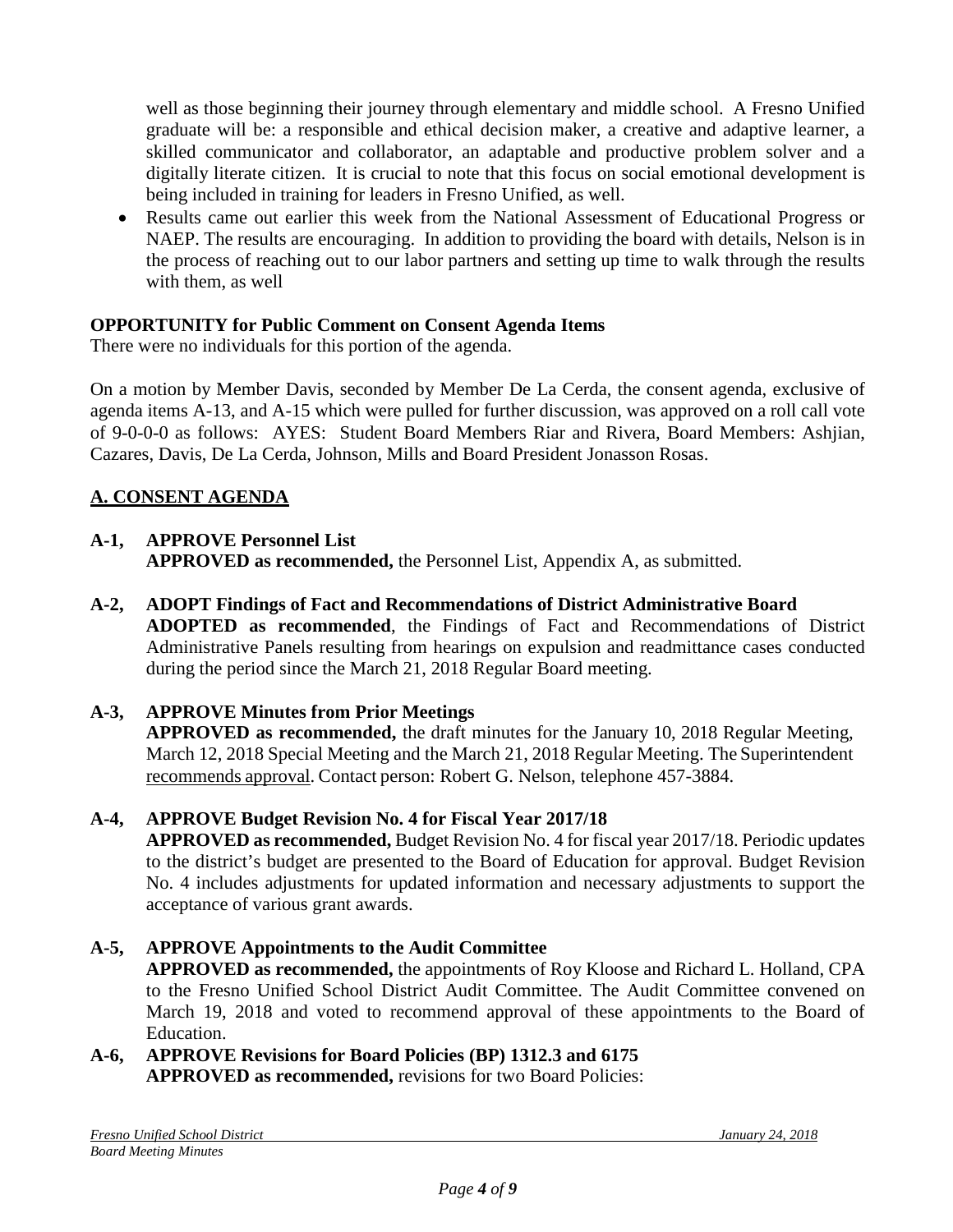well as those beginning their journey through elementary and middle school. A Fresno Unified graduate will be: a responsible and ethical decision maker, a creative and adaptive learner, a skilled communicator and collaborator, an adaptable and productive problem solver and a digitally literate citizen. It is crucial to note that this focus on social emotional development is being included in training for leaders in Fresno Unified, as well.

- Results came out earlier this week from the National Assessment of Educational Progress or NAEP. The results are encouraging. In addition to providing the board with details, Nelson is in the process of reaching out to our labor partners and setting up time to walk through the results with them, as well

**OPPORTUNITY for Public Comment on Consent Agenda Items**

There were no individuals for this portion of the agenda.

On a motion by Member Davis, seconded by Member De La Cerda, the consent agenda, exclusive of agenda items A-13, and A-15 which were pulled for further discussion, was approved on a roll call vote of 9-0-0-0 as follows: AYES: Student Board Members Riar and Rivera, Board Members: Ashjian, Cazares, Davis, De La Cerda, Johnson, Mills and Board President Jonasson Rosas.

## A. CONSENT AGENDA

**A-1, APPROVE Personnel List**
**APPROVED as recommended,** the Personnel List, Appendix A, as submitted.

**A-2, ADOPT Findings of Fact and Recommendations of District Administrative Board**
**ADOPTED as recommended**, the Findings of Fact and Recommendations of District Administrative Panels resulting from hearings on expulsion and readmittance cases conducted during the period since the March 21, 2018 Regular Board meeting.

**A-3, APPROVE Minutes from Prior Meetings**
**APPROVED as recommended,** the draft minutes for the January 10, 2018 Regular Meeting, March 12, 2018 Special Meeting and the March 21, 2018 Regular Meeting. The Superintendent recommends approval. Contact person: Robert G. Nelson, telephone 457-3884.

**A-4, APPROVE Budget Revision No. 4 for Fiscal Year 2017/18**
**APPROVED as recommended,** Budget Revision No. 4 for fiscal year 2017/18. Periodic updates to the district's budget are presented to the Board of Education for approval. Budget Revision No. 4 includes adjustments for updated information and necessary adjustments to support the acceptance of various grant awards.

**A-5, APPROVE Appointments to the Audit Committee**
**APPROVED as recommended,** the appointments of Roy Kloose and Richard L. Holland, CPA to the Fresno Unified School District Audit Committee. The Audit Committee convened on March 19, 2018 and voted to recommend approval of these appointments to the Board of Education.

**A-6, APPROVE Revisions for Board Policies (BP) 1312.3 and 6175**
**APPROVED as recommended,** revisions for two Board Policies: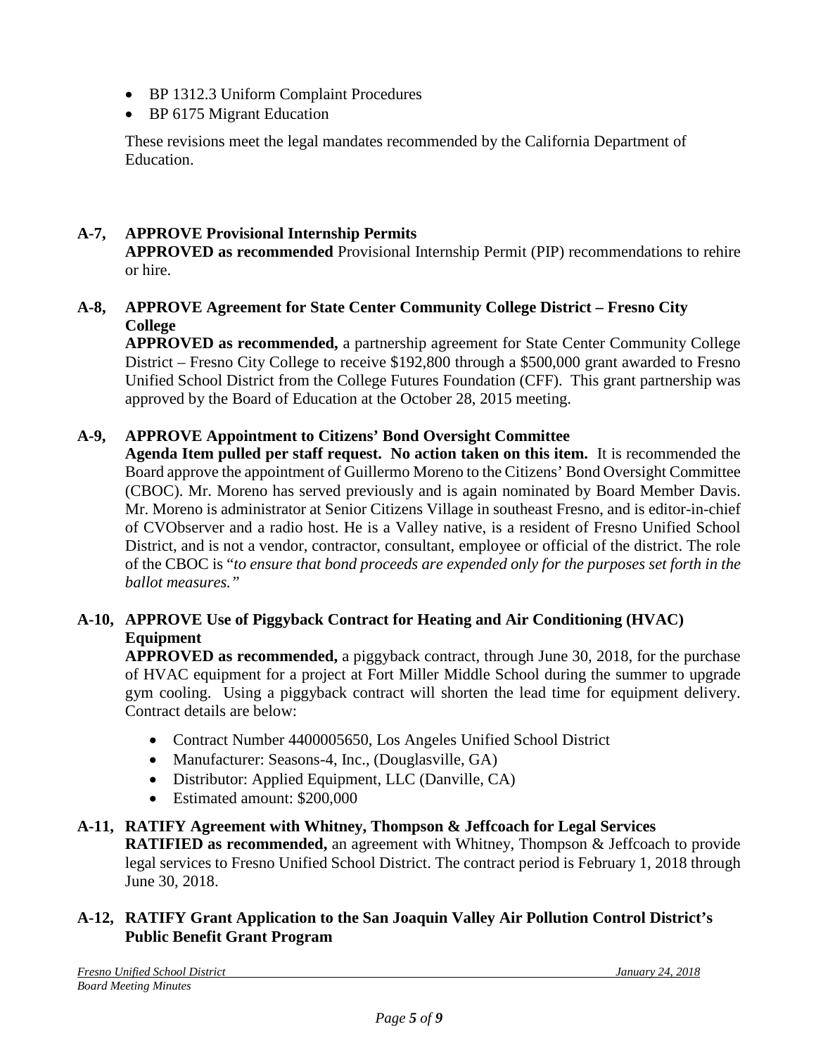- BP 1312.3 Uniform Complaint Procedures
- BP 6175 Migrant Education

These revisions meet the legal mandates recommended by the California Department of Education.

**A-7, APPROVE Provisional Internship Permits**
**APPROVED as recommended** Provisional Internship Permit (PIP) recommendations to rehire or hire.

**A-8, APPROVE Agreement for State Center Community College District – Fresno City College**
**APPROVED as recommended,** a partnership agreement for State Center Community College District – Fresno City College to receive $192,800 through a $500,000 grant awarded to Fresno Unified School District from the College Futures Foundation (CFF). This grant partnership was approved by the Board of Education at the October 28, 2015 meeting.

**A-9, APPROVE Appointment to Citizens' Bond Oversight Committee**
**Agenda Item pulled per staff request. No action taken on this item.** It is recommended the Board approve the appointment of Guillermo Moreno to the Citizens' Bond Oversight Committee (CBOC). Mr. Moreno has served previously and is again nominated by Board Member Davis. Mr. Moreno is administrator at Senior Citizens Village in southeast Fresno, and is editor-in-chief of CVObserver and a radio host. He is a Valley native, is a resident of Fresno Unified School District, and is not a vendor, contractor, consultant, employee or official of the district. The role of the CBOC is "*to ensure that bond proceeds are expended only for the purposes set forth in the ballot measures.*"

**A-10, APPROVE Use of Piggyback Contract for Heating and Air Conditioning (HVAC) Equipment**
**APPROVED as recommended,** a piggyback contract, through June 30, 2018, for the purchase of HVAC equipment for a project at Fort Miller Middle School during the summer to upgrade gym cooling. Using a piggyback contract will shorten the lead time for equipment delivery. Contract details are below:

- Contract Number 4400005650, Los Angeles Unified School District
- Manufacturer: Seasons-4, Inc., (Douglasville, GA)
- Distributor: Applied Equipment, LLC (Danville, CA)
- Estimated amount: $200,000

**A-11, RATIFY Agreement with Whitney, Thompson & Jeffcoach for Legal Services**
**RATIFIED as recommended,** an agreement with Whitney, Thompson & Jeffcoach to provide legal services to Fresno Unified School District. The contract period is February 1, 2018 through June 30, 2018.

**A-12, RATIFY Grant Application to the San Joaquin Valley Air Pollution Control District's Public Benefit Grant Program**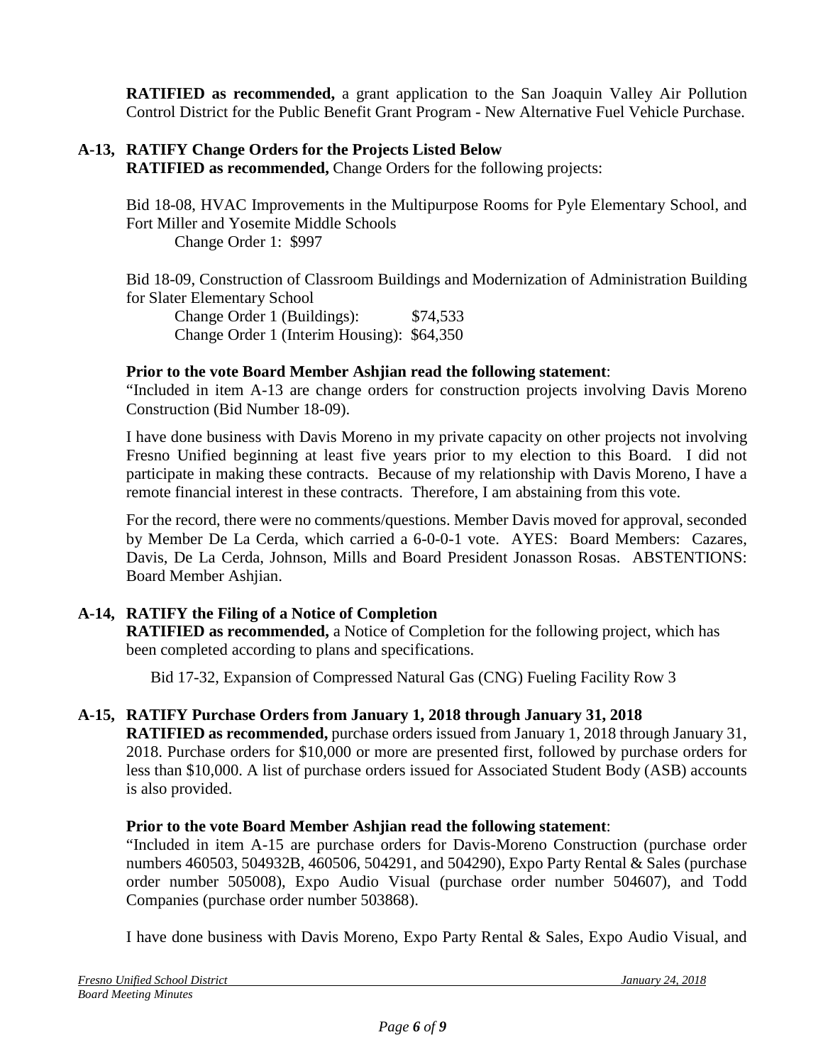**RATIFIED as recommended,** a grant application to the San Joaquin Valley Air Pollution Control District for the Public Benefit Grant Program - New Alternative Fuel Vehicle Purchase.

**A-13, RATIFY Change Orders for the Projects Listed Below**

**RATIFIED as recommended,** Change Orders for the following projects:

Bid 18-08, HVAC Improvements in the Multipurpose Rooms for Pyle Elementary School, and Fort Miller and Yosemite Middle Schools

Change Order 1: $997

Bid 18-09, Construction of Classroom Buildings and Modernization of Administration Building for Slater Elementary School

Change Order 1 (Buildings): $74,533
Change Order 1 (Interim Housing): $64,350

**Prior to the vote Board Member Ashjian read the following statement**:

"Included in item A-13 are change orders for construction projects involving Davis Moreno Construction (Bid Number 18-09).

I have done business with Davis Moreno in my private capacity on other projects not involving Fresno Unified beginning at least five years prior to my election to this Board. I did not participate in making these contracts. Because of my relationship with Davis Moreno, I have a remote financial interest in these contracts. Therefore, I am abstaining from this vote.

For the record, there were no comments/questions. Member Davis moved for approval, seconded by Member De La Cerda, which carried a 6-0-0-1 vote. AYES: Board Members: Cazares, Davis, De La Cerda, Johnson, Mills and Board President Jonasson Rosas. ABSTENTIONS: Board Member Ashjian.

**A-14, RATIFY the Filing of a Notice of Completion**

**RATIFIED as recommended,** a Notice of Completion for the following project, which has been completed according to plans and specifications.

Bid 17-32, Expansion of Compressed Natural Gas (CNG) Fueling Facility Row 3

**A-15, RATIFY Purchase Orders from January 1, 2018 through January 31, 2018**

**RATIFIED as recommended,** purchase orders issued from January 1, 2018 through January 31, 2018. Purchase orders for $10,000 or more are presented first, followed by purchase orders for less than $10,000. A list of purchase orders issued for Associated Student Body (ASB) accounts is also provided.

**Prior to the vote Board Member Ashjian read the following statement**:

"Included in item A-15 are purchase orders for Davis-Moreno Construction (purchase order numbers 460503, 504932B, 460506, 504291, and 504290), Expo Party Rental & Sales (purchase order number 505008), Expo Audio Visual (purchase order number 504607), and Todd Companies (purchase order number 503868).

I have done business with Davis Moreno, Expo Party Rental & Sales, Expo Audio Visual, and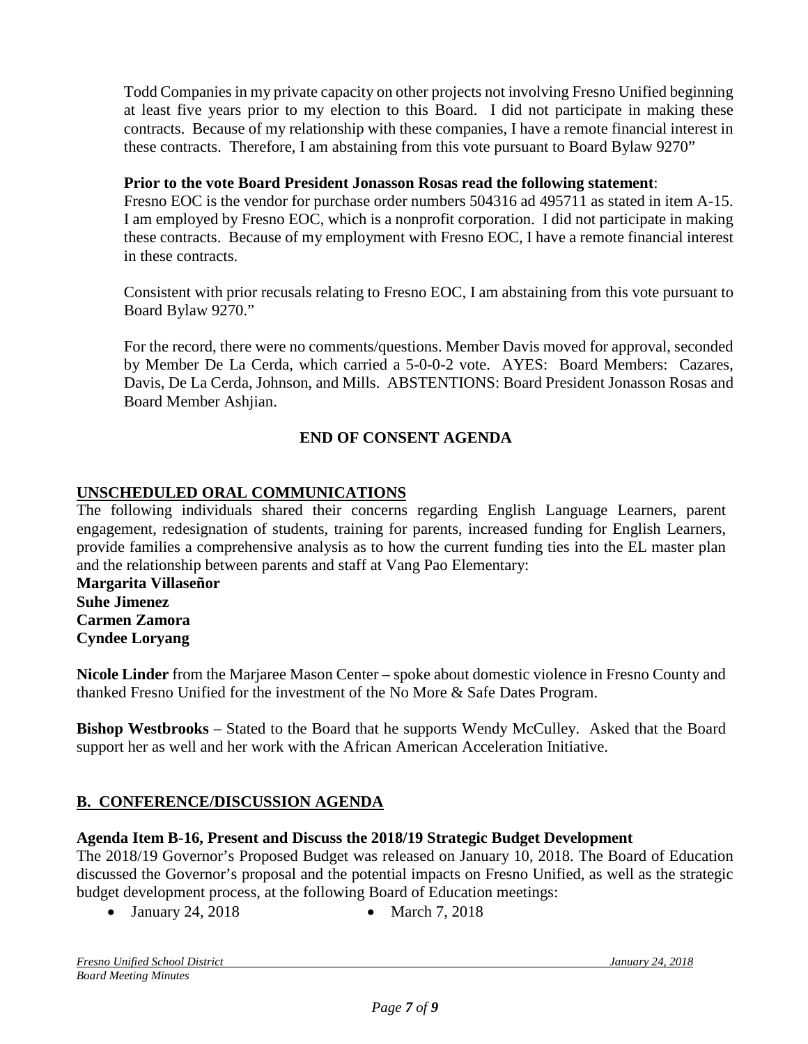Todd Companies in my private capacity on other projects not involving Fresno Unified beginning at least five years prior to my election to this Board. I did not participate in making these contracts. Because of my relationship with these companies, I have a remote financial interest in these contracts. Therefore, I am abstaining from this vote pursuant to Board Bylaw 9270"

**Prior to the vote Board President Jonasson Rosas read the following statement**:
Fresno EOC is the vendor for purchase order numbers 504316 ad 495711 as stated in item A-15. I am employed by Fresno EOC, which is a nonprofit corporation. I did not participate in making these contracts. Because of my employment with Fresno EOC, I have a remote financial interest in these contracts.

Consistent with prior recusals relating to Fresno EOC, I am abstaining from this vote pursuant to Board Bylaw 9270."

For the record, there were no comments/questions. Member Davis moved for approval, seconded by Member De La Cerda, which carried a 5-0-0-2 vote. AYES: Board Members: Cazares, Davis, De La Cerda, Johnson, and Mills. ABSTENTIONS: Board President Jonasson Rosas and Board Member Ashjian.

**END OF CONSENT AGENDA**

## UNSCHEDULED ORAL COMMUNICATIONS

The following individuals shared their concerns regarding English Language Learners, parent engagement, redesignation of students, training for parents, increased funding for English Learners, provide families a comprehensive analysis as to how the current funding ties into the EL master plan and the relationship between parents and staff at Vang Pao Elementary:
**Margarita Villaseñor**
**Suhe Jimenez**
**Carmen Zamora**
**Cyndee Loryang**

**Nicole Linder** from the Marjaree Mason Center – spoke about domestic violence in Fresno County and thanked Fresno Unified for the investment of the No More & Safe Dates Program.

**Bishop Westbrooks** – Stated to the Board that he supports Wendy McCulley. Asked that the Board support her as well and her work with the African American Acceleration Initiative.

## B. CONFERENCE/DISCUSSION AGENDA

**Agenda Item B-16, Present and Discuss the 2018/19 Strategic Budget Development**
The 2018/19 Governor's Proposed Budget was released on January 10, 2018. The Board of Education discussed the Governor's proposal and the potential impacts on Fresno Unified, as well as the strategic budget development process, at the following Board of Education meetings:

- January 24, 2018
- March 7, 2018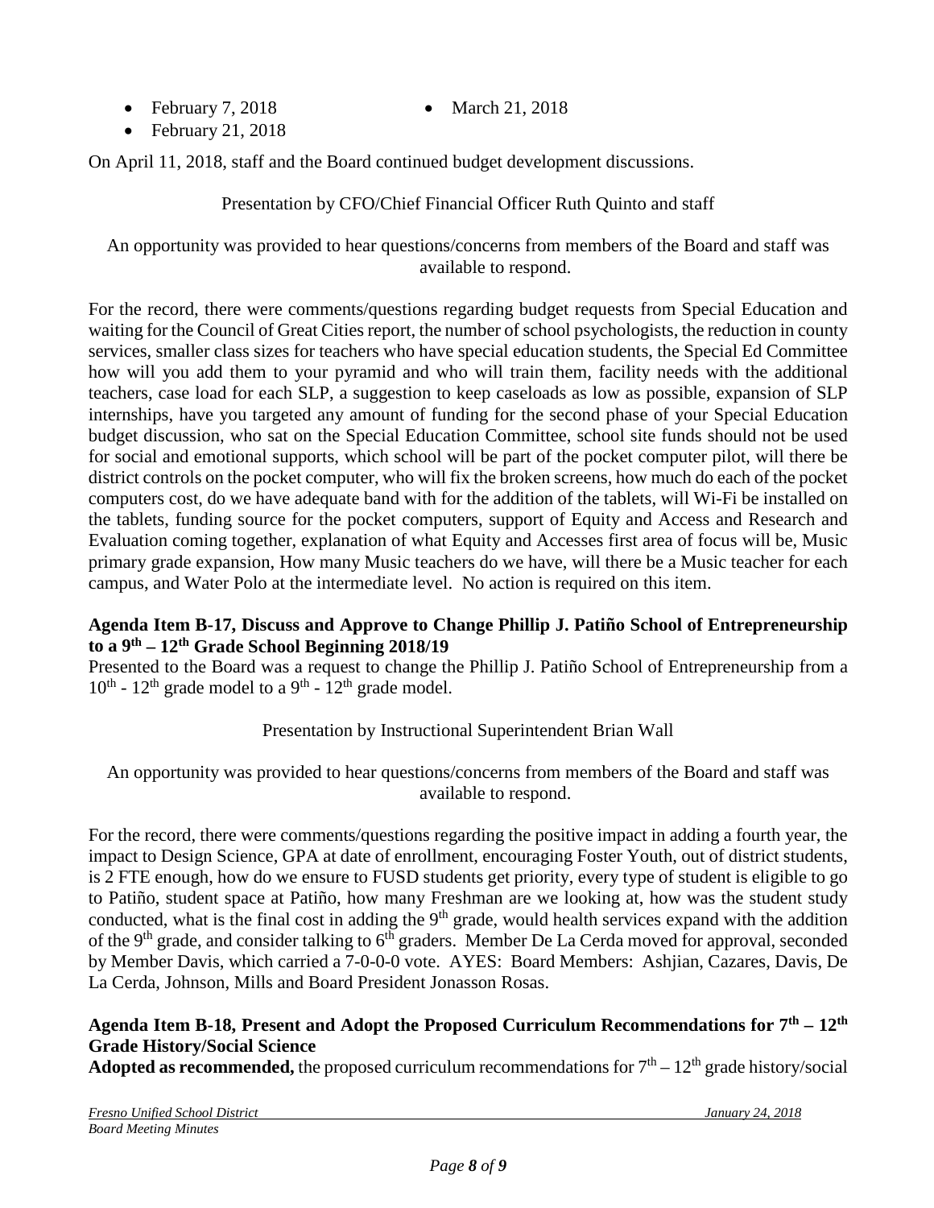- February 7, 2018
- February 21, 2018
- March 21, 2018

On April 11, 2018, staff and the Board continued budget development discussions.

Presentation by CFO/Chief Financial Officer Ruth Quinto and staff

An opportunity was provided to hear questions/concerns from members of the Board and staff was available to respond.

For the record, there were comments/questions regarding budget requests from Special Education and waiting for the Council of Great Cities report, the number of school psychologists, the reduction in county services, smaller class sizes for teachers who have special education students, the Special Ed Committee how will you add them to your pyramid and who will train them, facility needs with the additional teachers, case load for each SLP, a suggestion to keep caseloads as low as possible, expansion of SLP internships, have you targeted any amount of funding for the second phase of your Special Education budget discussion, who sat on the Special Education Committee, school site funds should not be used for social and emotional supports, which school will be part of the pocket computer pilot, will there be district controls on the pocket computer, who will fix the broken screens, how much do each of the pocket computers cost, do we have adequate band with for the addition of the tablets, will Wi-Fi be installed on the tablets, funding source for the pocket computers, support of Equity and Access and Research and Evaluation coming together, explanation of what Equity and Accesses first area of focus will be, Music primary grade expansion, How many Music teachers do we have, will there be a Music teacher for each campus, and Water Polo at the intermediate level. No action is required on this item.

**Agenda Item B-17, Discuss and Approve to Change Phillip J. Patiño School of Entrepreneurship to a 9th – 12th Grade School Beginning 2018/19**

Presented to the Board was a request to change the Phillip J. Patiño School of Entrepreneurship from a 10th - 12th grade model to a 9th - 12th grade model.

Presentation by Instructional Superintendent Brian Wall

An opportunity was provided to hear questions/concerns from members of the Board and staff was available to respond.

For the record, there were comments/questions regarding the positive impact in adding a fourth year, the impact to Design Science, GPA at date of enrollment, encouraging Foster Youth, out of district students, is 2 FTE enough, how do we ensure to FUSD students get priority, every type of student is eligible to go to Patiño, student space at Patiño, how many Freshman are we looking at, how was the student study conducted, what is the final cost in adding the 9th grade, would health services expand with the addition of the 9th grade, and consider talking to 6th graders. Member De La Cerda moved for approval, seconded by Member Davis, which carried a 7-0-0-0 vote. AYES: Board Members: Ashjian, Cazares, Davis, De La Cerda, Johnson, Mills and Board President Jonasson Rosas.

**Agenda Item B-18, Present and Adopt the Proposed Curriculum Recommendations for 7th – 12th Grade History/Social Science**

**Adopted as recommended,** the proposed curriculum recommendations for 7th – 12th grade history/social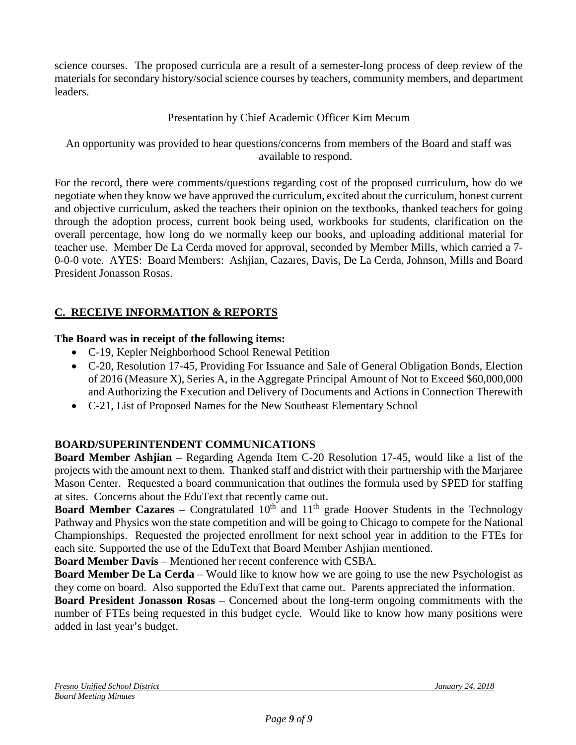science courses. The proposed curricula are a result of a semester-long process of deep review of the materials for secondary history/social science courses by teachers, community members, and department leaders.

Presentation by Chief Academic Officer Kim Mecum

An opportunity was provided to hear questions/concerns from members of the Board and staff was available to respond.

For the record, there were comments/questions regarding cost of the proposed curriculum, how do we negotiate when they know we have approved the curriculum, excited about the curriculum, honest current and objective curriculum, asked the teachers their opinion on the textbooks, thanked teachers for going through the adoption process, current book being used, workbooks for students, clarification on the overall percentage, how long do we normally keep our books, and uploading additional material for teacher use. Member De La Cerda moved for approval, seconded by Member Mills, which carried a 7-0-0-0 vote. AYES: Board Members: Ashjian, Cazares, Davis, De La Cerda, Johnson, Mills and Board President Jonasson Rosas.

## C. RECEIVE INFORMATION & REPORTS

**The Board was in receipt of the following items:**

- C-19, Kepler Neighborhood School Renewal Petition
- C-20, Resolution 17-45, Providing For Issuance and Sale of General Obligation Bonds, Election of 2016 (Measure X), Series A, in the Aggregate Principal Amount of Not to Exceed $60,000,000 and Authorizing the Execution and Delivery of Documents and Actions in Connection Therewith
- C-21, List of Proposed Names for the New Southeast Elementary School

## BOARD/SUPERINTENDENT COMMUNICATIONS

**Board Member Ashjian –** Regarding Agenda Item C-20 Resolution 17-45, would like a list of the projects with the amount next to them. Thanked staff and district with their partnership with the Marjaree Mason Center. Requested a board communication that outlines the formula used by SPED for staffing at sites. Concerns about the EduText that recently came out.

**Board Member Cazares** – Congratulated 10th and 11th grade Hoover Students in the Technology Pathway and Physics won the state competition and will be going to Chicago to compete for the National Championships. Requested the projected enrollment for next school year in addition to the FTEs for each site. Supported the use of the EduText that Board Member Ashjian mentioned.

**Board Member Davis** – Mentioned her recent conference with CSBA.

**Board Member De La Cerda** – Would like to know how we are going to use the new Psychologist as they come on board. Also supported the EduText that came out. Parents appreciated the information.

**Board President Jonasson Rosas** – Concerned about the long-term ongoing commitments with the number of FTEs being requested in this budget cycle. Would like to know how many positions were added in last year's budget.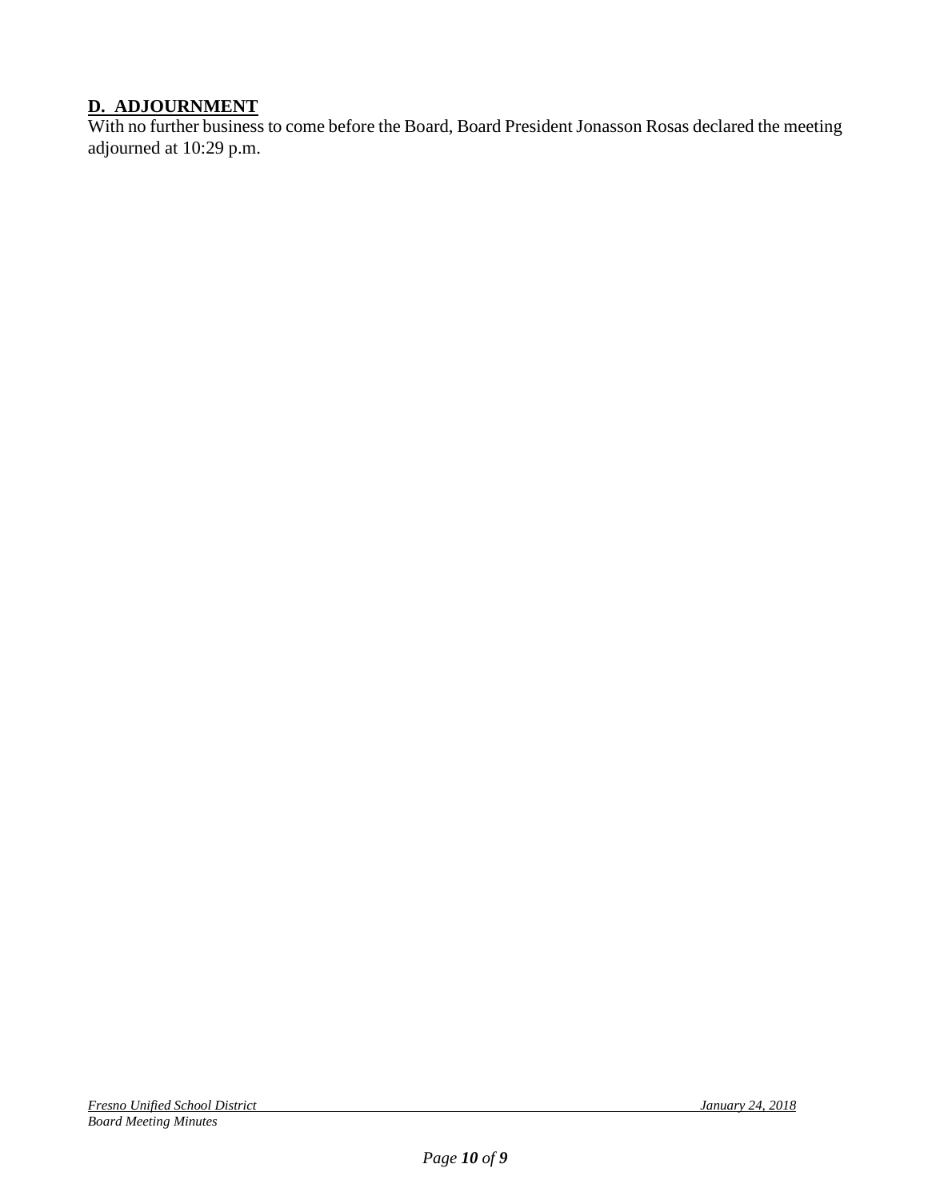## **D. ADJOURNMENT**

With no further business to come before the Board, Board President Jonasson Rosas declared the meeting adjourned at 10:29 p.m.